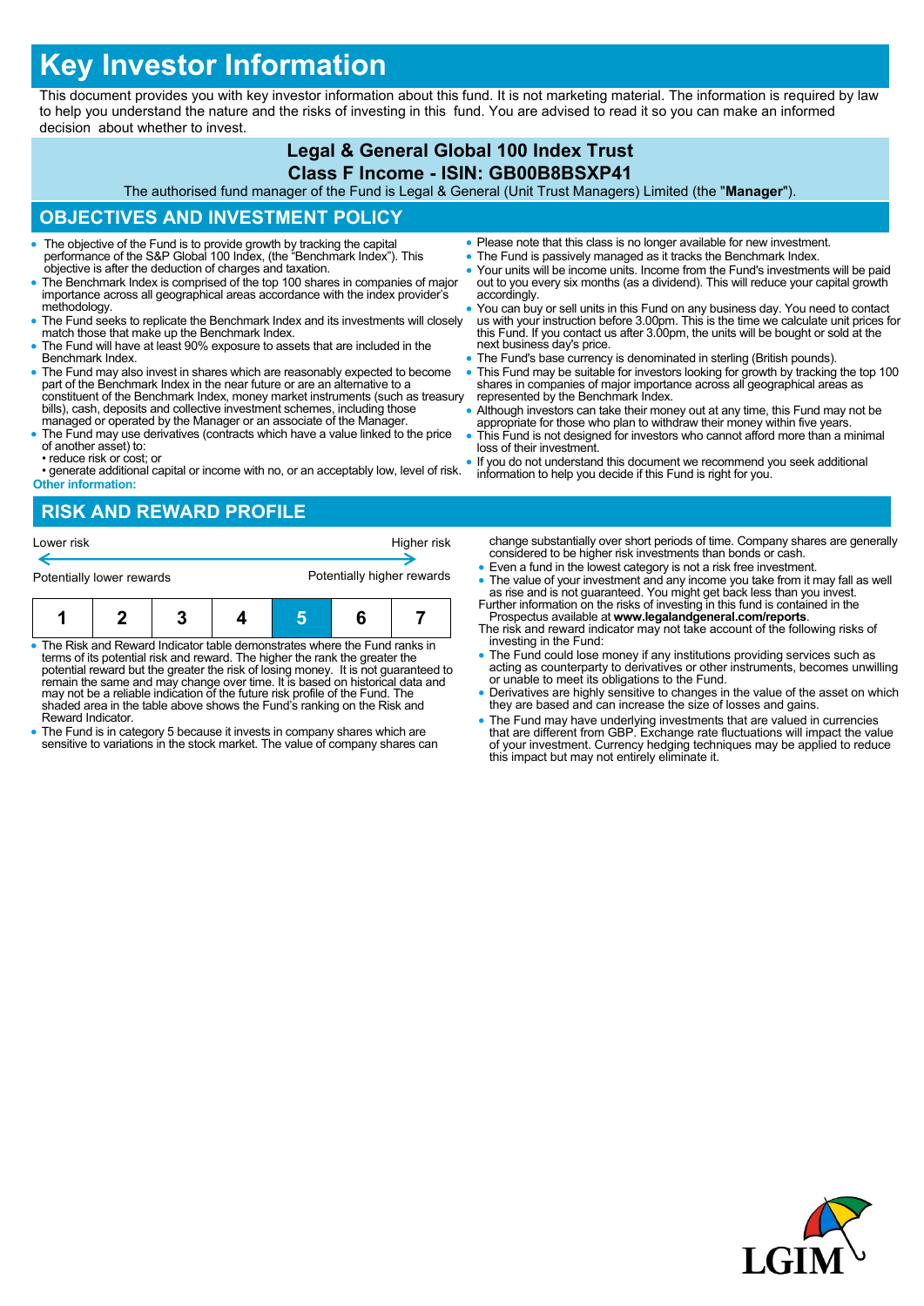# Key Investor Information

This document provides you with key investor information about this fund. It is not marketing material. The information is required by law to help you understand the nature and the risks of investing in this fund. You are advised to read it so you can make an informed decision about whether to invest.

**Legal & General Global 100 Index Trust**

**Class F Income - ISIN: GB00B8BSXP41**

The authorised fund manager of the Fund is Legal & General (Unit Trust Managers) Limited (the "**Manager**").

## OBJECTIVES AND INVESTMENT POLICY

- The objective of the Fund is to provide growth by tracking the capital performance of the S&P Global 100 Index, (the "Benchmark Index"). This objective is after the deduction of charges and taxation.
- The Benchmark Index is comprised of the top 100 shares in companies of major importance across all geographical areas accordance with the index provider's methodology.
- The Fund seeks to replicate the Benchmark Index and its investments will closely match those that make up the Benchmark Index.
- The Fund will have at least 90% exposure to assets that are included in the Benchmark Index.
- The Fund may also invest in shares which are reasonably expected to become part of the Benchmark Index in the near future or are an alternative to a constituent of the Benchmark Index, money market instruments (such as treasury bills), cash, deposits and collective investment schemes, including those managed or operated by the Manager or an associate of the Manager.
- The Fund may use derivatives (contracts which have a value linked to the price of another asset) to:
  - • reduce risk or cost; or
  - • generate additional capital or income with no, or an acceptably low, level of risk.

**Other information:**

- Please note that this class is no longer available for new investment.
- The Fund is passively managed as it tracks the Benchmark Index.
- Your units will be income units. Income from the Fund's investments will be paid out to you every six months (as a dividend). This will reduce your capital growth accordingly.
- You can buy or sell units in this Fund on any business day. You need to contact us with your instruction before 3.00pm. This is the time we calculate unit prices for this Fund. If you contact us after 3.00pm, the units will be bought or sold at the next business day's price.
- The Fund's base currency is denominated in sterling (British pounds).
- This Fund may be suitable for investors looking for growth by tracking the top 100 shares in companies of major importance across all geographical areas as represented by the Benchmark Index.
- Although investors can take their money out at any time, this Fund may not be appropriate for those who plan to withdraw their money within five years.
- This Fund is not designed for investors who cannot afford more than a minimal loss of their investment.
- If you do not understand this document we recommend you seek additional information to help you decide if this Fund is right for you.

## RISK AND REWARD PROFILE

Lower risk ← → Higher risk

Potentially lower rewards — Potentially higher rewards

| 1 | 2 | 3 | 4 | **5** | 6 | 7 |
|---|---|---|---|---|---|---|

- The Risk and Reward Indicator table demonstrates where the Fund ranks in terms of its potential risk and reward. The higher the rank the greater the potential reward but the greater the risk of losing money. It is not guaranteed to remain the same and may change over time. It is based on historical data and may not be a reliable indication of the future risk profile of the Fund. The shaded area in the table above shows the Fund's ranking on the Risk and Reward Indicator.
- The Fund is in category 5 because it invests in company shares which are sensitive to variations in the stock market. The value of company shares can change substantially over short periods of time. Company shares are generally considered to be higher risk investments than bonds or cash.
- Even a fund in the lowest category is not a risk free investment.
- The value of your investment and any income you take from it may fall as well as rise and is not guaranteed. You might get back less than you invest.

Further information on the risks of investing in this fund is contained in the Prospectus available at **www.legalandgeneral.com/reports**.

The risk and reward indicator may not take account of the following risks of investing in the Fund:

- The Fund could lose money if any institutions providing services such as acting as counterparty to derivatives or other instruments, becomes unwilling or unable to meet its obligations to the Fund.
- Derivatives are highly sensitive to changes in the value of the asset on which they are based and can increase the size of losses and gains.
- The Fund may have underlying investments that are valued in currencies that are different from GBP. Exchange rate fluctuations will impact the value of your investment. Currency hedging techniques may be applied to reduce this impact but may not entirely eliminate it.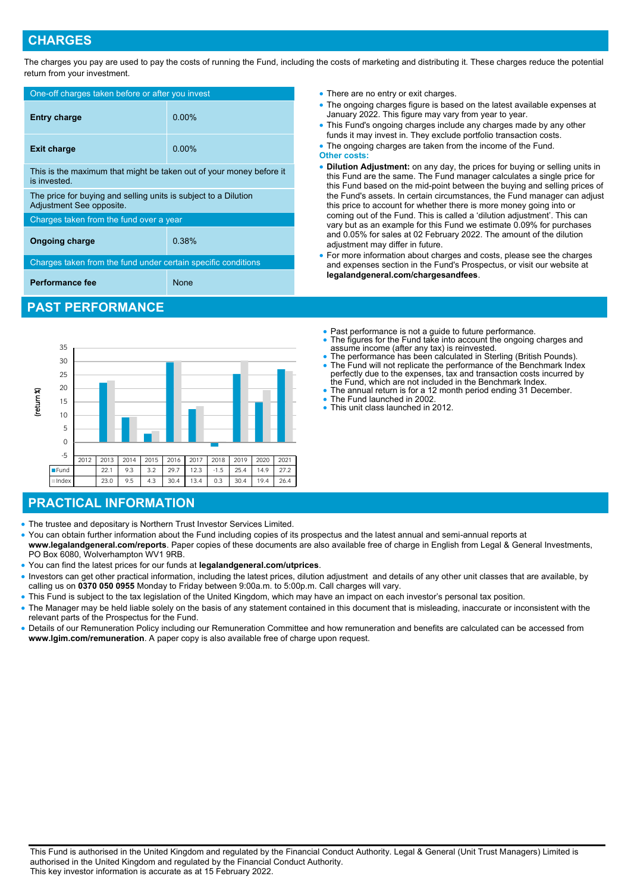## CHARGES

The charges you pay are used to pay the costs of running the Fund, including the costs of marketing and distributing it. These charges reduce the potential return from your investment.

| One-off charges taken before or after you invest | |
|---|---|
| **Entry charge** | 0.00% |
| **Exit charge** | 0.00% |
| This is the maximum that might be taken out of your money before it is invested. | |
| The price for buying and selling units is subject to a Dilution Adjustment See opposite. | |
| **Charges taken from the fund over a year** | |
| **Ongoing charge** | 0.38% |
| **Charges taken from the fund under certain specific conditions** | |
| **Performance fee** | None |

- There are no entry or exit charges.
- The ongoing charges figure is based on the latest available expenses at January 2022. This figure may vary from year to year.
- This Fund's ongoing charges include any charges made by any other funds it may invest in. They exclude portfolio transaction costs.
- The ongoing charges are taken from the income of the Fund.

**Other costs:**

- **Dilution Adjustment:** on any day, the prices for buying or selling units in this Fund are the same. The Fund manager calculates a single price for this Fund based on the mid-point between the buying and selling prices of the Fund's assets. In certain circumstances, the Fund manager can adjust this price to account for whether there is more money going into or coming out of the Fund. This is called a 'dilution adjustment'. This can vary but as an example for this Fund we estimate 0.09% for purchases and 0.05% for sales at 02 February 2022. The amount of the dilution adjustment may differ in future.
- For more information about charges and costs, please see the charges and expenses section in the Fund's Prospectus, or visit our website at **legalandgeneral.com/chargesandfees**.

## PAST PERFORMANCE

(return %)

35
30
25
20
15
10
5
0
-5

| | 2012 | 2013 | 2014 | 2015 | 2016 | 2017 | 2018 | 2019 | 2020 | 2021 |
|---|---|---|---|---|---|---|---|---|---|---|
| Fund | | 22.1 | 9.3 | 3.2 | 29.7 | 12.3 | -1.5 | 25.4 | 14.9 | 27.2 |
| Index | | 23.0 | 9.5 | 4.3 | 30.4 | 13.4 | 0.3 | 30.4 | 19.4 | 26.4 |

- Past performance is not a guide to future performance.
- The figures for the Fund take into account the ongoing charges and assume income (after any tax) is reinvested.
- The performance has been calculated in Sterling (British Pounds).
- The Fund will not replicate the performance of the Benchmark Index perfectly due to the expenses, tax and transaction costs incurred by the Fund, which are not included in the Benchmark Index.
- The annual return is for a 12 month period ending 31 December.
- The Fund launched in 2002.
- This unit class launched in 2012.

## PRACTICAL INFORMATION

- The trustee and depositary is Northern Trust Investor Services Limited.
- You can obtain further information about the Fund including copies of its prospectus and the latest annual and semi-annual reports at **www.legalandgeneral.com/reports**. Paper copies of these documents are also available free of charge in English from Legal & General Investments, PO Box 6080, Wolverhampton WV1 9RB.
- You can find the latest prices for our funds at **legalandgeneral.com/utprices**.
- Investors can get other practical information, including the latest prices, dilution adjustment and details of any other unit classes that are available, by calling us on **0370 050 0955** Monday to Friday between 9:00a.m. to 5:00p.m. Call charges will vary.
- This Fund is subject to the tax legislation of the United Kingdom, which may have an impact on each investor's personal tax position.
- The Manager may be held liable solely on the basis of any statement contained in this document that is misleading, inaccurate or inconsistent with the relevant parts of the Prospectus for the Fund.
- Details of our Remuneration Policy including our Remuneration Committee and how remuneration and benefits are calculated can be accessed from **www.lgim.com/remuneration**. A paper copy is also available free of charge upon request.

This Fund is authorised in the United Kingdom and regulated by the Financial Conduct Authority. Legal & General (Unit Trust Managers) Limited is authorised in the United Kingdom and regulated by the Financial Conduct Authority.
This key investor information is accurate as at 15 February 2022.